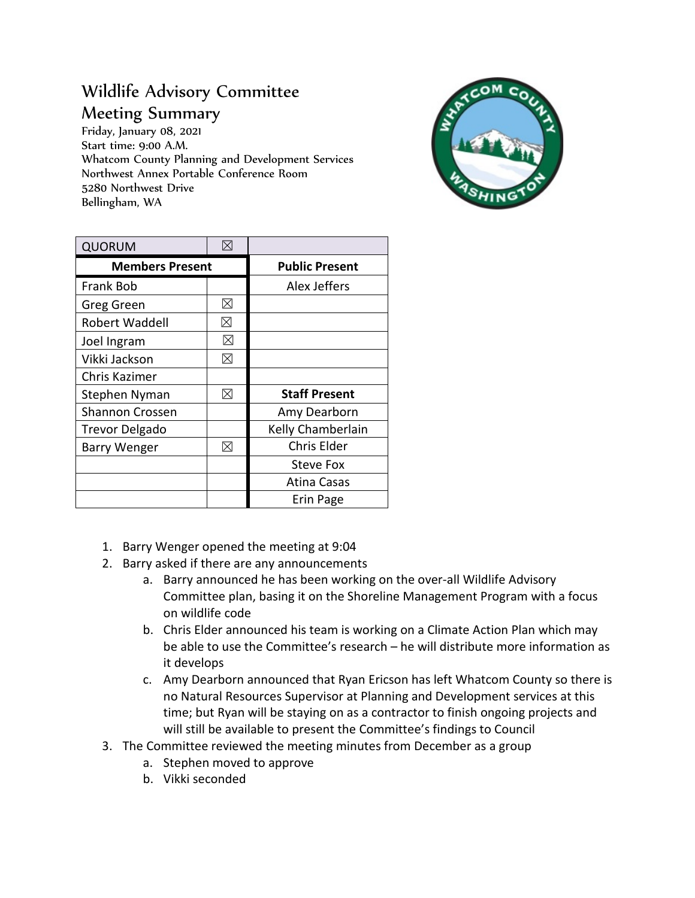# Wildlife Advisory Committee

## Meeting Summary

Friday, January 08, 2021
Start time: 9:00 A.M.
Whatcom County Planning and Development Services
Northwest Annex Portable Conference Room
5280 Northwest Drive
Bellingham, WA

| QUORUM | ☒ | |
|---|---|---|
| **Members Present** | | **Public Present** |
| Frank Bob | | Alex Jeffers |
| Greg Green | ☒ | |
| Robert Waddell | ☒ | |
| Joel Ingram | ☒ | |
| Vikki Jackson | ☒ | |
| Chris Kazimer | | |
| Stephen Nyman | ☒ | **Staff Present** |
| Shannon Crossen | | Amy Dearborn |
| Trevor Delgado | | Kelly Chamberlain |
| Barry Wenger | ☒ | Chris Elder |
| | | Steve Fox |
| | | Atina Casas |
| | | Erin Page |

1. Barry Wenger opened the meeting at 9:04
2. Barry asked if there are any announcements
   a. Barry announced he has been working on the over-all Wildlife Advisory Committee plan, basing it on the Shoreline Management Program with a focus on wildlife code
   b. Chris Elder announced his team is working on a Climate Action Plan which may be able to use the Committee's research – he will distribute more information as it develops
   c. Amy Dearborn announced that Ryan Ericson has left Whatcom County so there is no Natural Resources Supervisor at Planning and Development services at this time; but Ryan will be staying on as a contractor to finish ongoing projects and will still be available to present the Committee's findings to Council
3. The Committee reviewed the meeting minutes from December as a group
   a. Stephen moved to approve
   b. Vikki seconded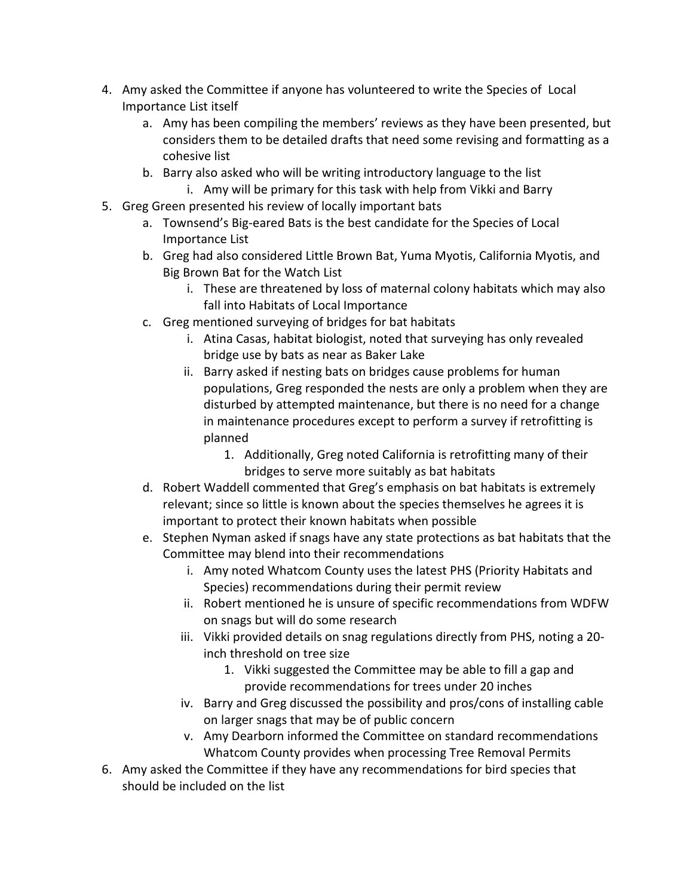4. Amy asked the Committee if anyone has volunteered to write the Species of  Local Importance List itself
    a. Amy has been compiling the members' reviews as they have been presented, but considers them to be detailed drafts that need some revising and formatting as a cohesive list
    b. Barry also asked who will be writing introductory language to the list
        i. Amy will be primary for this task with help from Vikki and Barry
5. Greg Green presented his review of locally important bats
    a. Townsend's Big-eared Bats is the best candidate for the Species of Local Importance List
    b. Greg had also considered Little Brown Bat, Yuma Myotis, California Myotis, and Big Brown Bat for the Watch List
        i. These are threatened by loss of maternal colony habitats which may also fall into Habitats of Local Importance
    c. Greg mentioned surveying of bridges for bat habitats
        i. Atina Casas, habitat biologist, noted that surveying has only revealed bridge use by bats as near as Baker Lake
        ii. Barry asked if nesting bats on bridges cause problems for human populations, Greg responded the nests are only a problem when they are disturbed by attempted maintenance, but there is no need for a change in maintenance procedures except to perform a survey if retrofitting is planned
            1. Additionally, Greg noted California is retrofitting many of their bridges to serve more suitably as bat habitats
    d. Robert Waddell commented that Greg's emphasis on bat habitats is extremely relevant; since so little is known about the species themselves he agrees it is important to protect their known habitats when possible
    e. Stephen Nyman asked if snags have any state protections as bat habitats that the Committee may blend into their recommendations
        i. Amy noted Whatcom County uses the latest PHS (Priority Habitats and Species) recommendations during their permit review
        ii. Robert mentioned he is unsure of specific recommendations from WDFW on snags but will do some research
        iii. Vikki provided details on snag regulations directly from PHS, noting a 20-inch threshold on tree size
            1. Vikki suggested the Committee may be able to fill a gap and provide recommendations for trees under 20 inches
        iv. Barry and Greg discussed the possibility and pros/cons of installing cable on larger snags that may be of public concern
        v. Amy Dearborn informed the Committee on standard recommendations Whatcom County provides when processing Tree Removal Permits
6. Amy asked the Committee if they have any recommendations for bird species that should be included on the list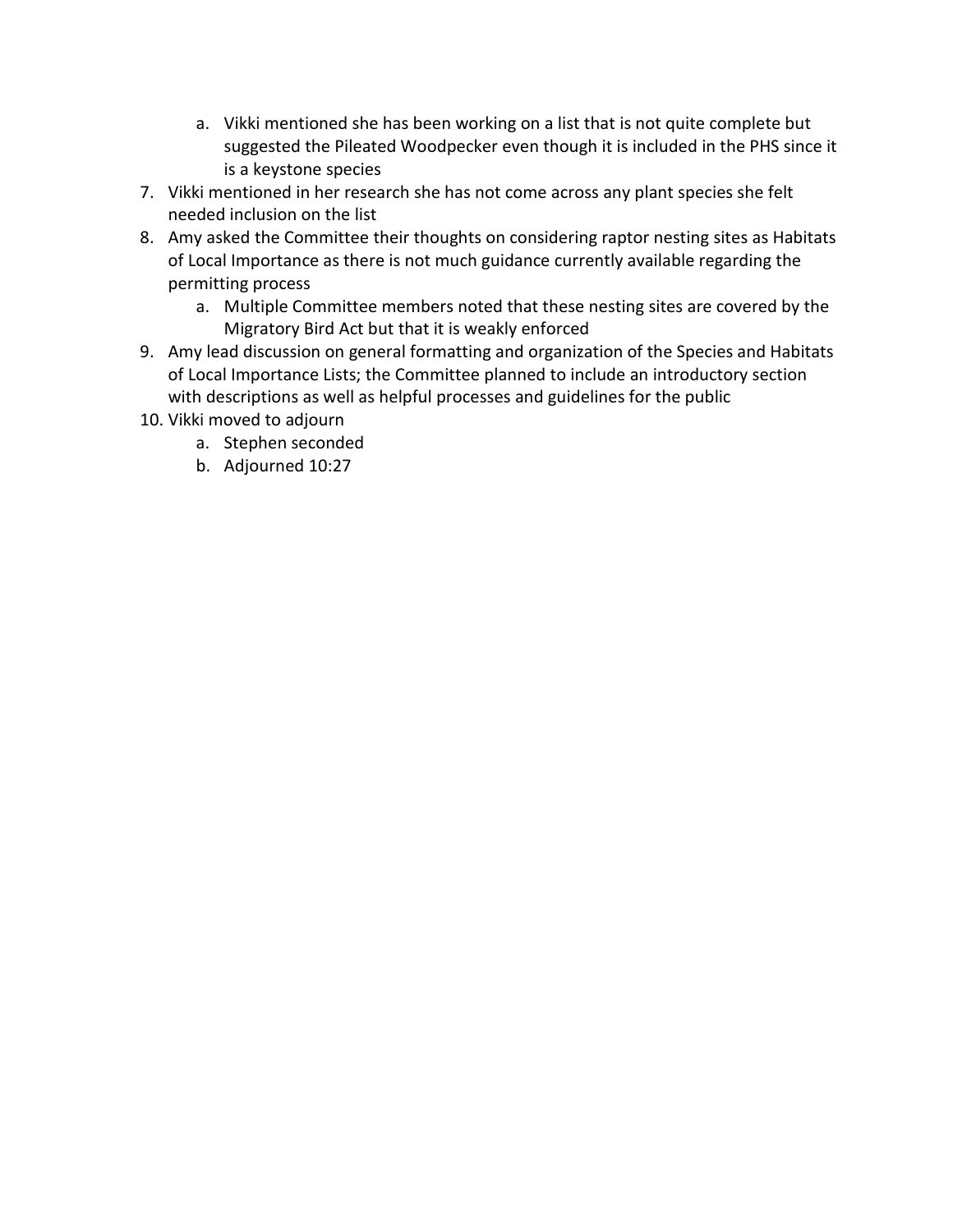a. Vikki mentioned she has been working on a list that is not quite complete but suggested the Pileated Woodpecker even though it is included in the PHS since it is a keystone species

7. Vikki mentioned in her research she has not come across any plant species she felt needed inclusion on the list
8. Amy asked the Committee their thoughts on considering raptor nesting sites as Habitats of Local Importance as there is not much guidance currently available regarding the permitting process
   a. Multiple Committee members noted that these nesting sites are covered by the Migratory Bird Act but that it is weakly enforced
9. Amy lead discussion on general formatting and organization of the Species and Habitats of Local Importance Lists; the Committee planned to include an introductory section with descriptions as well as helpful processes and guidelines for the public
10. Vikki moved to adjourn
    a. Stephen seconded
    b. Adjourned 10:27